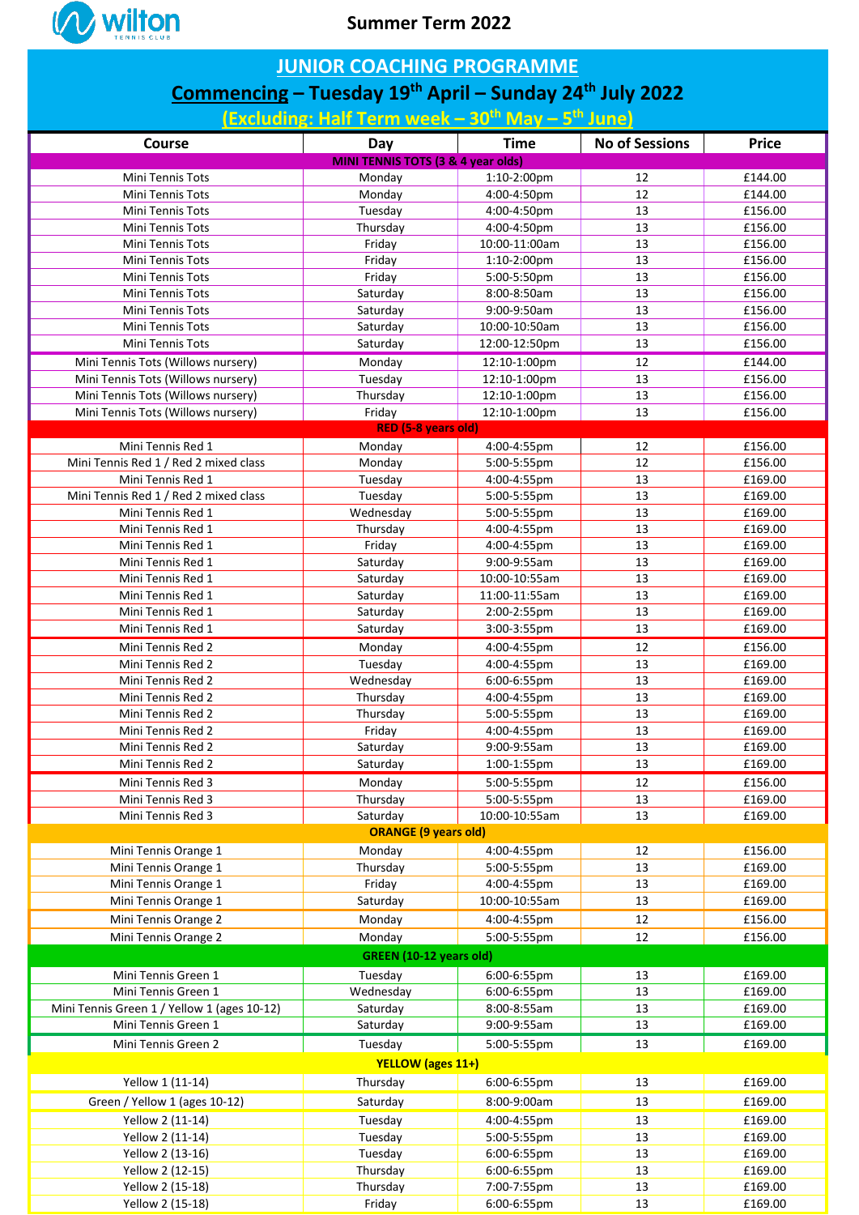wilton TENNIS CLUB

# Summer Term 2022

## JUNIOR COACHING PROGRAMME

## Commencing – Tuesday 19th April – Sunday 24th July 2022

### (Excluding: Half Term week – 30th May – 5th June)

| Course | Day | Time | No of Sessions | Price |
|---|---|---|---|---|
| **MINI TENNIS TOTS (3 & 4 year olds)** | | | | |
| Mini Tennis Tots | Monday | 1:10-2:00pm | 12 | £144.00 |
| Mini Tennis Tots | Monday | 4:00-4:50pm | 12 | £144.00 |
| Mini Tennis Tots | Tuesday | 4:00-4:50pm | 13 | £156.00 |
| Mini Tennis Tots | Thursday | 4:00-4:50pm | 13 | £156.00 |
| Mini Tennis Tots | Friday | 10:00-11:00am | 13 | £156.00 |
| Mini Tennis Tots | Friday | 1:10-2:00pm | 13 | £156.00 |
| Mini Tennis Tots | Friday | 5:00-5:50pm | 13 | £156.00 |
| Mini Tennis Tots | Saturday | 8:00-8:50am | 13 | £156.00 |
| Mini Tennis Tots | Saturday | 9:00-9:50am | 13 | £156.00 |
| Mini Tennis Tots | Saturday | 10:00-10:50am | 13 | £156.00 |
| Mini Tennis Tots | Saturday | 12:00-12:50pm | 13 | £156.00 |
| Mini Tennis Tots (Willows nursery) | Monday | 12:10-1:00pm | 12 | £144.00 |
| Mini Tennis Tots (Willows nursery) | Tuesday | 12:10-1:00pm | 13 | £156.00 |
| Mini Tennis Tots (Willows nursery) | Thursday | 12:10-1:00pm | 13 | £156.00 |
| Mini Tennis Tots (Willows nursery) | Friday | 12:10-1:00pm | 13 | £156.00 |
| **RED (5-8 years old)** | | | | |
| Mini Tennis Red 1 | Monday | 4:00-4:55pm | 12 | £156.00 |
| Mini Tennis Red 1 / Red 2 mixed class | Monday | 5:00-5:55pm | 12 | £156.00 |
| Mini Tennis Red 1 | Tuesday | 4:00-4:55pm | 13 | £169.00 |
| Mini Tennis Red 1 / Red 2 mixed class | Tuesday | 5:00-5:55pm | 13 | £169.00 |
| Mini Tennis Red 1 | Wednesday | 5:00-5:55pm | 13 | £169.00 |
| Mini Tennis Red 1 | Thursday | 4:00-4:55pm | 13 | £169.00 |
| Mini Tennis Red 1 | Friday | 4:00-4:55pm | 13 | £169.00 |
| Mini Tennis Red 1 | Saturday | 9:00-9:55am | 13 | £169.00 |
| Mini Tennis Red 1 | Saturday | 10:00-10:55am | 13 | £169.00 |
| Mini Tennis Red 1 | Saturday | 11:00-11:55am | 13 | £169.00 |
| Mini Tennis Red 1 | Saturday | 2:00-2:55pm | 13 | £169.00 |
| Mini Tennis Red 1 | Saturday | 3:00-3:55pm | 13 | £169.00 |
| Mini Tennis Red 2 | Monday | 4:00-4:55pm | 12 | £156.00 |
| Mini Tennis Red 2 | Tuesday | 4:00-4:55pm | 13 | £169.00 |
| Mini Tennis Red 2 | Wednesday | 6:00-6:55pm | 13 | £169.00 |
| Mini Tennis Red 2 | Thursday | 4:00-4:55pm | 13 | £169.00 |
| Mini Tennis Red 2 | Thursday | 5:00-5:55pm | 13 | £169.00 |
| Mini Tennis Red 2 | Friday | 4:00-4:55pm | 13 | £169.00 |
| Mini Tennis Red 2 | Saturday | 9:00-9:55am | 13 | £169.00 |
| Mini Tennis Red 2 | Saturday | 1:00-1:55pm | 13 | £169.00 |
| Mini Tennis Red 3 | Monday | 5:00-5:55pm | 12 | £156.00 |
| Mini Tennis Red 3 | Thursday | 5:00-5:55pm | 13 | £169.00 |
| Mini Tennis Red 3 | Saturday | 10:00-10:55am | 13 | £169.00 |
| **ORANGE (9 years old)** | | | | |
| Mini Tennis Orange 1 | Monday | 4:00-4:55pm | 12 | £156.00 |
| Mini Tennis Orange 1 | Thursday | 5:00-5:55pm | 13 | £169.00 |
| Mini Tennis Orange 1 | Friday | 4:00-4:55pm | 13 | £169.00 |
| Mini Tennis Orange 1 | Saturday | 10:00-10:55am | 13 | £169.00 |
| Mini Tennis Orange 2 | Monday | 4:00-4:55pm | 12 | £156.00 |
| Mini Tennis Orange 2 | Monday | 5:00-5:55pm | 12 | £156.00 |
| **GREEN (10-12 years old)** | | | | |
| Mini Tennis Green 1 | Tuesday | 6:00-6:55pm | 13 | £169.00 |
| Mini Tennis Green 1 | Wednesday | 6:00-6:55pm | 13 | £169.00 |
| Mini Tennis Green 1 / Yellow 1 (ages 10-12) | Saturday | 8:00-8:55am | 13 | £169.00 |
| Mini Tennis Green 1 | Saturday | 9:00-9:55am | 13 | £169.00 |
| Mini Tennis Green 2 | Tuesday | 5:00-5:55pm | 13 | £169.00 |
| **YELLOW (ages 11+)** | | | | |
| Yellow 1 (11-14) | Thursday | 6:00-6:55pm | 13 | £169.00 |
| Green / Yellow 1 (ages 10-12) | Saturday | 8:00-9:00am | 13 | £169.00 |
| Yellow 2 (11-14) | Tuesday | 4:00-4:55pm | 13 | £169.00 |
| Yellow 2 (11-14) | Tuesday | 5:00-5:55pm | 13 | £169.00 |
| Yellow 2 (13-16) | Tuesday | 6:00-6:55pm | 13 | £169.00 |
| Yellow 2 (12-15) | Thursday | 6:00-6:55pm | 13 | £169.00 |
| Yellow 2 (15-18) | Thursday | 7:00-7:55pm | 13 | £169.00 |
| Yellow 2 (15-18) | Friday | 6:00-6:55pm | 13 | £169.00 |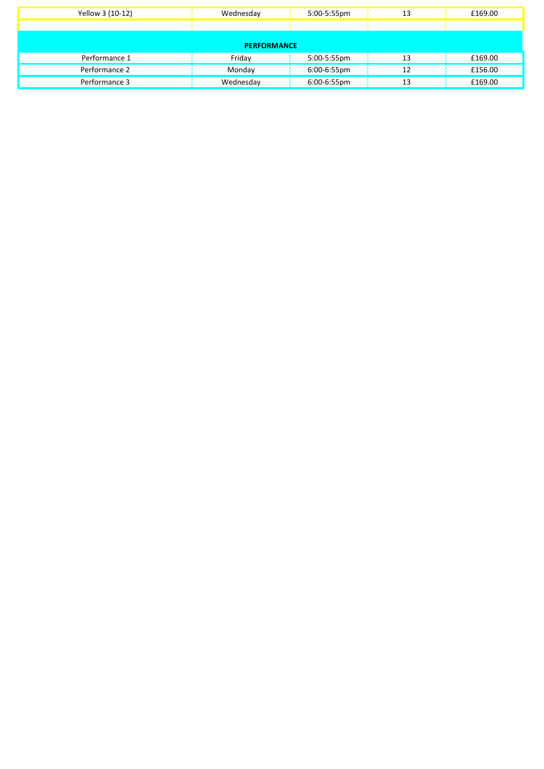| | | | | |
|---|---|---|---|---|
| Yellow 3 (10-12) | Wednesday | 5:00-5:55pm | 13 | £169.00 |
| | | | | |
| **PERFORMANCE** | | | | |
| Performance 1 | Friday | 5:00-5:55pm | 13 | £169.00 |
| Performance 2 | Monday | 6:00-6:55pm | 12 | £156.00 |
| Performance 3 | Wednesday | 6:00-6:55pm | 13 | £169.00 |